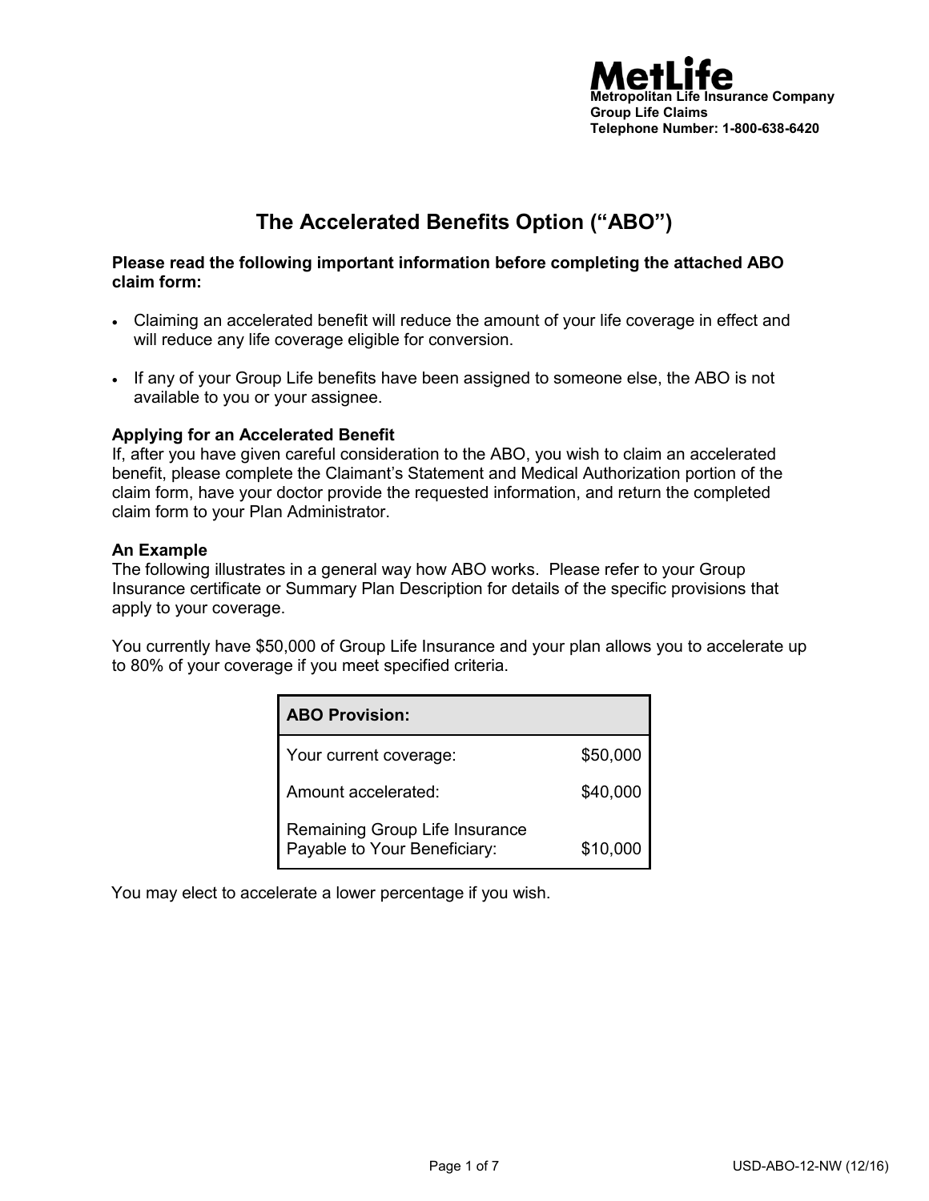**MetLife**
**Metropolitan Life Insurance Company**
**Group Life Claims**
**Telephone Number: 1-800-638-6420**

# The Accelerated Benefits Option ("ABO")

**Please read the following important information before completing the attached ABO claim form:**

- Claiming an accelerated benefit will reduce the amount of your life coverage in effect and will reduce any life coverage eligible for conversion.
- If any of your Group Life benefits have been assigned to someone else, the ABO is not available to you or your assignee.

**Applying for an Accelerated Benefit**
If, after you have given careful consideration to the ABO, you wish to claim an accelerated benefit, please complete the Claimant's Statement and Medical Authorization portion of the claim form, have your doctor provide the requested information, and return the completed claim form to your Plan Administrator.

**An Example**
The following illustrates in a general way how ABO works. Please refer to your Group Insurance certificate or Summary Plan Description for details of the specific provisions that apply to your coverage.

You currently have $50,000 of Group Life Insurance and your plan allows you to accelerate up to 80% of your coverage if you meet specified criteria.

| **ABO Provision:** | |
|---|---|
| Your current coverage: | $50,000 |
| Amount accelerated: | $40,000 |
| Remaining Group Life Insurance Payable to Your Beneficiary: | $10,000 |

You may elect to accelerate a lower percentage if you wish.

USD-ABO-12-NW (12/16)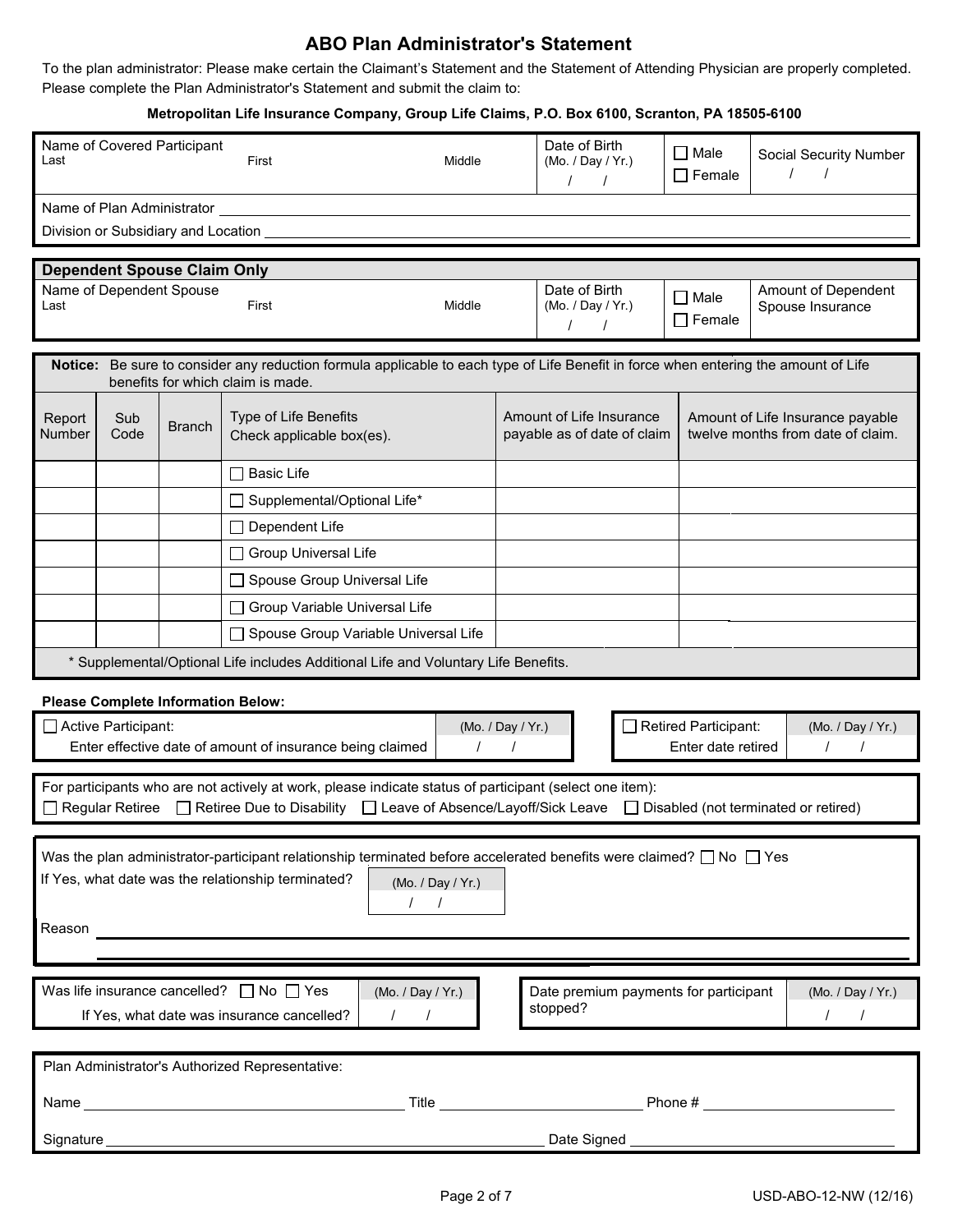# ABO Plan Administrator's Statement

To the plan administrator: Please make certain the Claimant's Statement and the Statement of Attending Physician are properly completed. Please complete the Plan Administrator's Statement and submit the claim to:

**Metropolitan Life Insurance Company, Group Life Claims, P.O. Box 6100, Scranton, PA 18505-6100**

| Name of Covered Participant: Last / First / Middle | Date of Birth (Mo. / Day / Yr.) / / | ☐ Male ☐ Female | Social Security Number / / |
|---|---|---|---|

Name of Plan Administrator ____________________

Division or Subsidiary and Location ____________________

**Dependent Spouse Claim Only**

| Name of Dependent Spouse: Last / First / Middle | Date of Birth (Mo. / Day / Yr.) / / | ☐ Male ☐ Female | Amount of Dependent Spouse Insurance |
|---|---|---|---|

**Notice:** Be sure to consider any reduction formula applicable to each type of Life Benefit in force when entering the amount of Life benefits for which claim is made.

| Report Number | Sub Code | Branch | Type of Life Benefits Check applicable box(es). | Amount of Life Insurance payable as of date of claim | Amount of Life Insurance payable twelve months from date of claim. |
|---|---|---|---|---|---|
| | | | ☐ Basic Life | | |
| | | | ☐ Supplemental/Optional Life* | | |
| | | | ☐ Dependent Life | | |
| | | | ☐ Group Universal Life | | |
| | | | ☐ Spouse Group Universal Life | | |
| | | | ☐ Group Variable Universal Life | | |
| | | | ☐ Spouse Group Variable Universal Life | | |

\* Supplemental/Optional Life includes Additional Life and Voluntary Life Benefits.

**Please Complete Information Below:**

☐ Active Participant: Enter effective date of amount of insurance being claimed (Mo. / Day / Yr.) / /

☐ Retired Participant: Enter date retired (Mo. / Day / Yr.) / /

For participants who are not actively at work, please indicate status of participant (select one item):
☐ Regular Retiree ☐ Retiree Due to Disability ☐ Leave of Absence/Layoff/Sick Leave ☐ Disabled (not terminated or retired)

Was the plan administrator-participant relationship terminated before accelerated benefits were claimed? ☐ No ☐ Yes

If Yes, what date was the relationship terminated? (Mo. / Day / Yr.) / /

Reason ____________________

Was life insurance cancelled? ☐ No ☐ Yes
If Yes, what date was insurance cancelled? (Mo. / Day / Yr.) / /

Date premium payments for participant stopped? (Mo. / Day / Yr.) / /

Plan Administrator's Authorized Representative:

Name ____________________ Title ____________________ Phone # ____________________

Signature ____________________ Date Signed ____________________

USD-ABO-12-NW (12/16)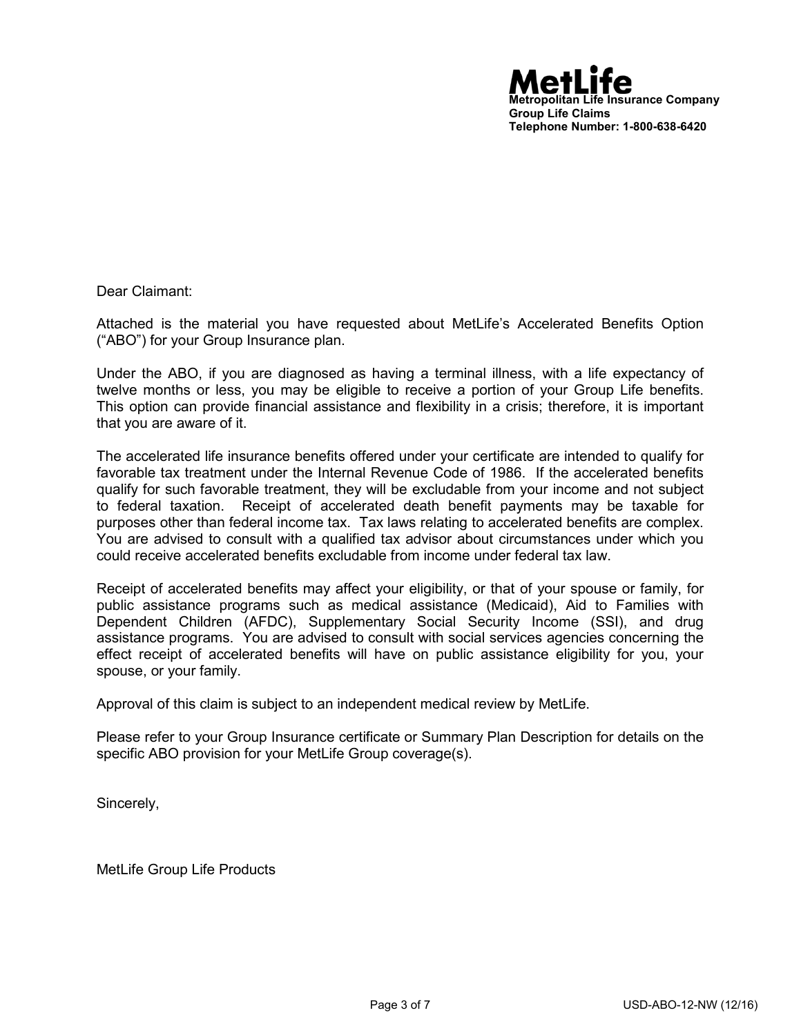**MetLife**
**Metropolitan Life Insurance Company**
**Group Life Claims**
**Telephone Number: 1-800-638-6420**

Dear Claimant:

Attached is the material you have requested about MetLife's Accelerated Benefits Option ("ABO") for your Group Insurance plan.

Under the ABO, if you are diagnosed as having a terminal illness, with a life expectancy of twelve months or less, you may be eligible to receive a portion of your Group Life benefits. This option can provide financial assistance and flexibility in a crisis; therefore, it is important that you are aware of it.

The accelerated life insurance benefits offered under your certificate are intended to qualify for favorable tax treatment under the Internal Revenue Code of 1986. If the accelerated benefits qualify for such favorable treatment, they will be excludable from your income and not subject to federal taxation. Receipt of accelerated death benefit payments may be taxable for purposes other than federal income tax. Tax laws relating to accelerated benefits are complex. You are advised to consult with a qualified tax advisor about circumstances under which you could receive accelerated benefits excludable from income under federal tax law.

Receipt of accelerated benefits may affect your eligibility, or that of your spouse or family, for public assistance programs such as medical assistance (Medicaid), Aid to Families with Dependent Children (AFDC), Supplementary Social Security Income (SSI), and drug assistance programs. You are advised to consult with social services agencies concerning the effect receipt of accelerated benefits will have on public assistance eligibility for you, your spouse, or your family.

Approval of this claim is subject to an independent medical review by MetLife.

Please refer to your Group Insurance certificate or Summary Plan Description for details on the specific ABO provision for your MetLife Group coverage(s).

Sincerely,

MetLife Group Life Products

USD-ABO-12-NW (12/16)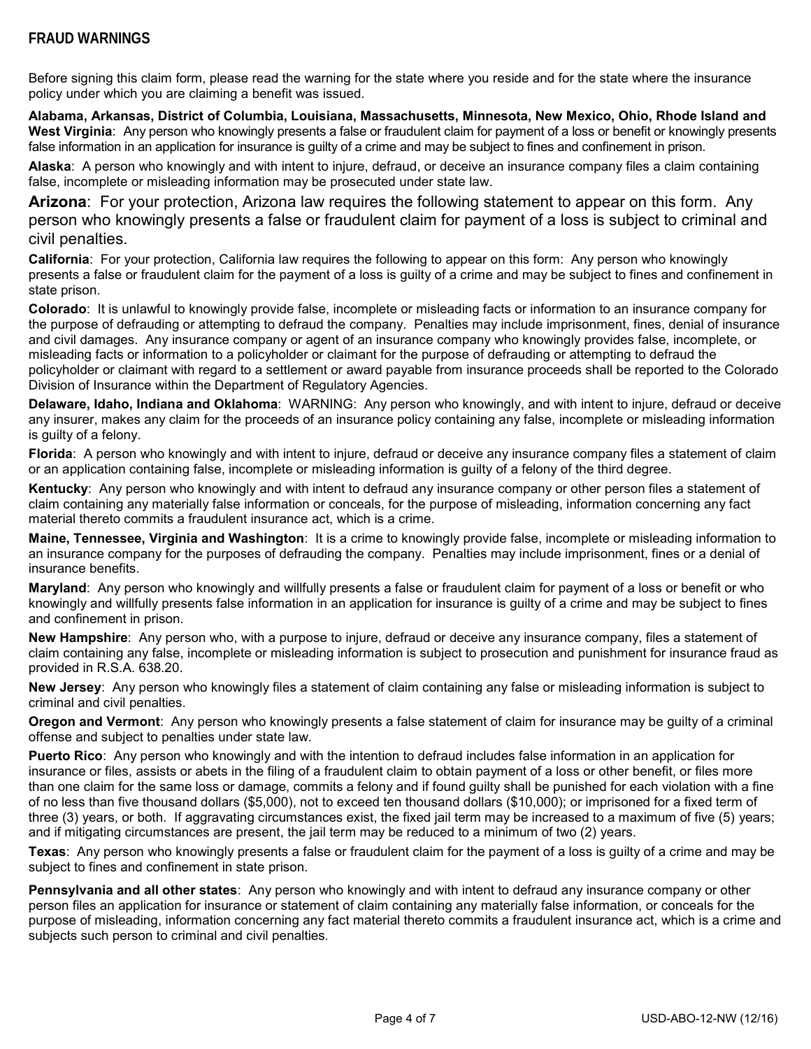## FRAUD WARNINGS

Before signing this claim form, please read the warning for the state where you reside and for the state where the insurance policy under which you are claiming a benefit was issued.

**Alabama, Arkansas, District of Columbia, Louisiana, Massachusetts, Minnesota, New Mexico, Ohio, Rhode Island and West Virginia**: Any person who knowingly presents a false or fraudulent claim for payment of a loss or benefit or knowingly presents false information in an application for insurance is guilty of a crime and may be subject to fines and confinement in prison.

**Alaska**: A person who knowingly and with intent to injure, defraud, or deceive an insurance company files a claim containing false, incomplete or misleading information may be prosecuted under state law.

**Arizona**: For your protection, Arizona law requires the following statement to appear on this form. Any person who knowingly presents a false or fraudulent claim for payment of a loss is subject to criminal and civil penalties.

**California**: For your protection, California law requires the following to appear on this form: Any person who knowingly presents a false or fraudulent claim for the payment of a loss is guilty of a crime and may be subject to fines and confinement in state prison.

**Colorado**: It is unlawful to knowingly provide false, incomplete or misleading facts or information to an insurance company for the purpose of defrauding or attempting to defraud the company. Penalties may include imprisonment, fines, denial of insurance and civil damages. Any insurance company or agent of an insurance company who knowingly provides false, incomplete, or misleading facts or information to a policyholder or claimant for the purpose of defrauding or attempting to defraud the policyholder or claimant with regard to a settlement or award payable from insurance proceeds shall be reported to the Colorado Division of Insurance within the Department of Regulatory Agencies.

**Delaware, Idaho, Indiana and Oklahoma**: WARNING: Any person who knowingly, and with intent to injure, defraud or deceive any insurer, makes any claim for the proceeds of an insurance policy containing any false, incomplete or misleading information is guilty of a felony.

**Florida**: A person who knowingly and with intent to injure, defraud or deceive any insurance company files a statement of claim or an application containing false, incomplete or misleading information is guilty of a felony of the third degree.

**Kentucky**: Any person who knowingly and with intent to defraud any insurance company or other person files a statement of claim containing any materially false information or conceals, for the purpose of misleading, information concerning any fact material thereto commits a fraudulent insurance act, which is a crime.

**Maine, Tennessee, Virginia and Washington**: It is a crime to knowingly provide false, incomplete or misleading information to an insurance company for the purposes of defrauding the company. Penalties may include imprisonment, fines or a denial of insurance benefits.

**Maryland**: Any person who knowingly and willfully presents a false or fraudulent claim for payment of a loss or benefit or who knowingly and willfully presents false information in an application for insurance is guilty of a crime and may be subject to fines and confinement in prison.

**New Hampshire**: Any person who, with a purpose to injure, defraud or deceive any insurance company, files a statement of claim containing any false, incomplete or misleading information is subject to prosecution and punishment for insurance fraud as provided in R.S.A. 638.20.

**New Jersey**: Any person who knowingly files a statement of claim containing any false or misleading information is subject to criminal and civil penalties.

**Oregon and Vermont**: Any person who knowingly presents a false statement of claim for insurance may be guilty of a criminal offense and subject to penalties under state law.

**Puerto Rico**: Any person who knowingly and with the intention to defraud includes false information in an application for insurance or files, assists or abets in the filing of a fraudulent claim to obtain payment of a loss or other benefit, or files more than one claim for the same loss or damage, commits a felony and if found guilty shall be punished for each violation with a fine of no less than five thousand dollars ($5,000), not to exceed ten thousand dollars ($10,000); or imprisoned for a fixed term of three (3) years, or both. If aggravating circumstances exist, the fixed jail term may be increased to a maximum of five (5) years; and if mitigating circumstances are present, the jail term may be reduced to a minimum of two (2) years.

**Texas**: Any person who knowingly presents a false or fraudulent claim for the payment of a loss is guilty of a crime and may be subject to fines and confinement in state prison.

**Pennsylvania and all other states**: Any person who knowingly and with intent to defraud any insurance company or other person files an application for insurance or statement of claim containing any materially false information, or conceals for the purpose of misleading, information concerning any fact material thereto commits a fraudulent insurance act, which is a crime and subjects such person to criminal and civil penalties.

USD-ABO-12-NW (12/16)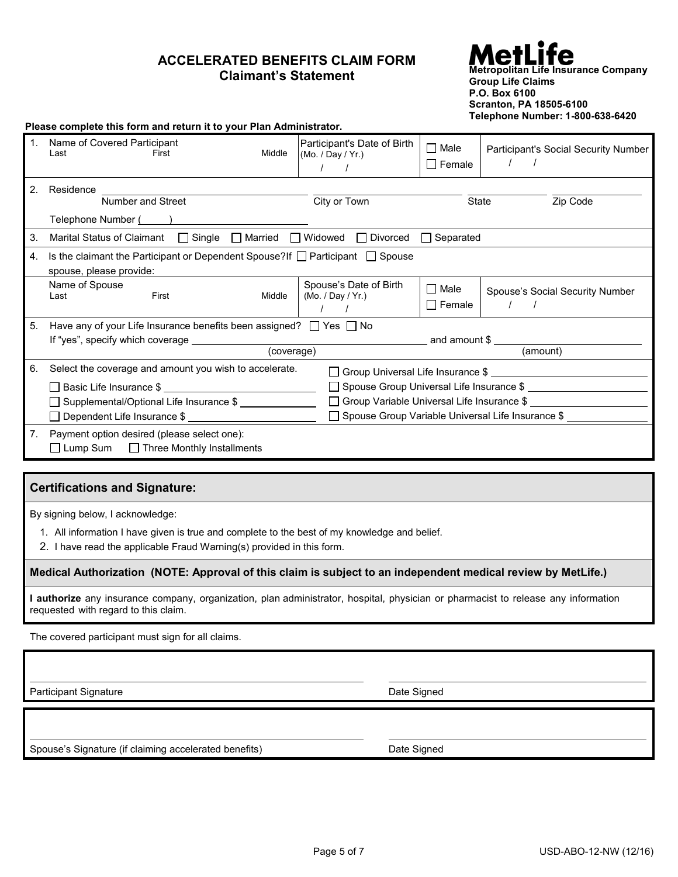# ACCELERATED BENEFITS CLAIM FORM
## Claimant's Statement

**MetLife**
**Metropolitan Life Insurance Company**
**Group Life Claims**
**P.O. Box 6100**
**Scranton, PA 18505-6100**
**Telephone Number: 1-800-638-6420**

**Please complete this form and return it to your Plan Administrator.**

1. Name of Covered Participant (Last / First / Middle) ______ | Participant's Date of Birth (Mo. / Day / Yr.) / / | ☐ Male ☐ Female | Participant's Social Security Number / /

2. Residence ______ (Number and Street) ______ (City or Town) ______ (State) ______ (Zip Code)

   Telephone Number ( ) ______

3. Marital Status of Claimant ☐ Single ☐ Married ☐ Widowed ☐ Divorced ☐ Separated

4. Is the claimant the Participant or Dependent Spouse?If ☐ Participant ☐ Spouse spouse, please provide:

   Name of Spouse (Last / First / Middle) ______ | Spouse's Date of Birth (Mo. / Day / Yr.) / / | ☐ Male ☐ Female | Spouse's Social Security Number / /

5. Have any of your Life Insurance benefits been assigned? ☐ Yes ☐ No

   If "yes", specify which coverage ______ (coverage) and amount $ ______ (amount)

6. Select the coverage and amount you wish to accelerate.
   - ☐ Basic Life Insurance $ ______
   - ☐ Supplemental/Optional Life Insurance $ ______
   - ☐ Dependent Life Insurance $ ______
   - ☐ Group Universal Life Insurance $ ______
   - ☐ Spouse Group Universal Life Insurance $ ______
   - ☐ Group Variable Universal Life Insurance $ ______
   - ☐ Spouse Group Variable Universal Life Insurance $ ______

7. Payment option desired (please select one):
   ☐ Lump Sum ☐ Three Monthly Installments

## Certifications and Signature:

By signing below, I acknowledge:

1. All information I have given is true and complete to the best of my knowledge and belief.
2. I have read the applicable Fraud Warning(s) provided in this form.

**Medical Authorization (NOTE: Approval of this claim is subject to an independent medical review by MetLife.)**

**I authorize** any insurance company, organization, plan administrator, hospital, physician or pharmacist to release any information requested with regard to this claim.

The covered participant must sign for all claims.

______ Participant Signature ______ Date Signed

______ Spouse's Signature (if claiming accelerated benefits) ______ Date Signed

USD-ABO-12-NW (12/16)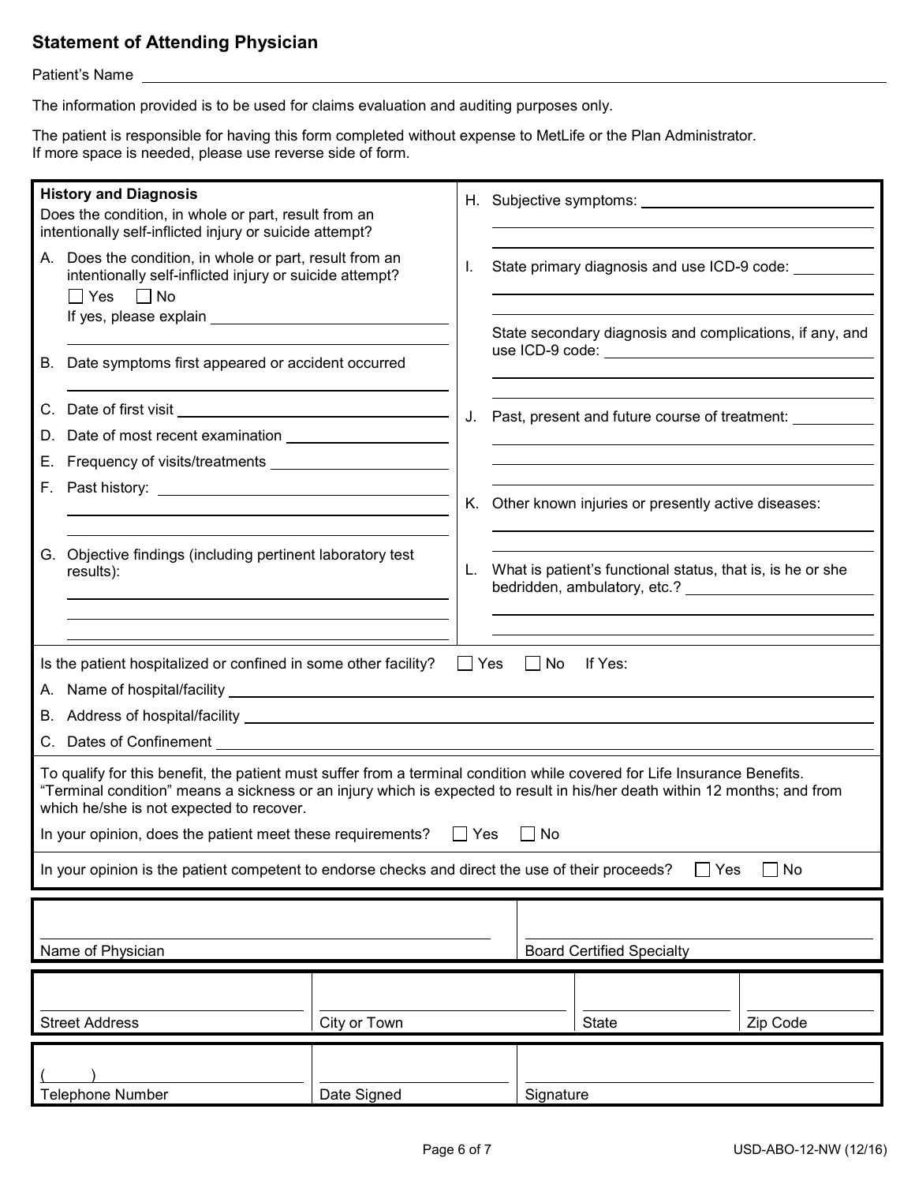## Statement of Attending Physician

Patient's Name ____________________

The information provided is to be used for claims evaluation and auditing purposes only.

The patient is responsible for having this form completed without expense to MetLife or the Plan Administrator.
If more space is needed, please use reverse side of form.

**History and Diagnosis**

Does the condition, in whole or part, result from an intentionally self-inflicted injury or suicide attempt?

A. Does the condition, in whole or part, result from an intentionally self-inflicted injury or suicide attempt?
☐ Yes ☐ No
If yes, please explain ____________________

B. Date symptoms first appeared or accident occurred ____________________

C. Date of first visit ____________________

D. Date of most recent examination ____________________

E. Frequency of visits/treatments ____________________

F. Past history: ____________________

G. Objective findings (including pertinent laboratory test results): ____________________

H. Subjective symptoms: ____________________

I. State primary diagnosis and use ICD-9 code: ____________________

State secondary diagnosis and complications, if any, and use ICD-9 code: ____________________

J. Past, present and future course of treatment: ____________________

K. Other known injuries or presently active diseases: ____________________

L. What is patient's functional status, that is, is he or she bedridden, ambulatory, etc.? ____________________

Is the patient hospitalized or confined in some other facility? ☐ Yes ☐ No If Yes:

A. Name of hospital/facility ____________________

B. Address of hospital/facility ____________________

C. Dates of Confinement ____________________

To qualify for this benefit, the patient must suffer from a terminal condition while covered for Life Insurance Benefits. "Terminal condition" means a sickness or an injury which is expected to result in his/her death within 12 months; and from which he/she is not expected to recover.

In your opinion, does the patient meet these requirements? ☐ Yes ☐ No

In your opinion is the patient competent to endorse checks and direct the use of their proceeds? ☐ Yes ☐ No

| Name of Physician | | Board Certified Specialty | |
|---|---|---|---|
| Street Address | City or Town | State | Zip Code |
| Telephone Number ( ) | Date Signed | Signature | |

USD-ABO-12-NW (12/16)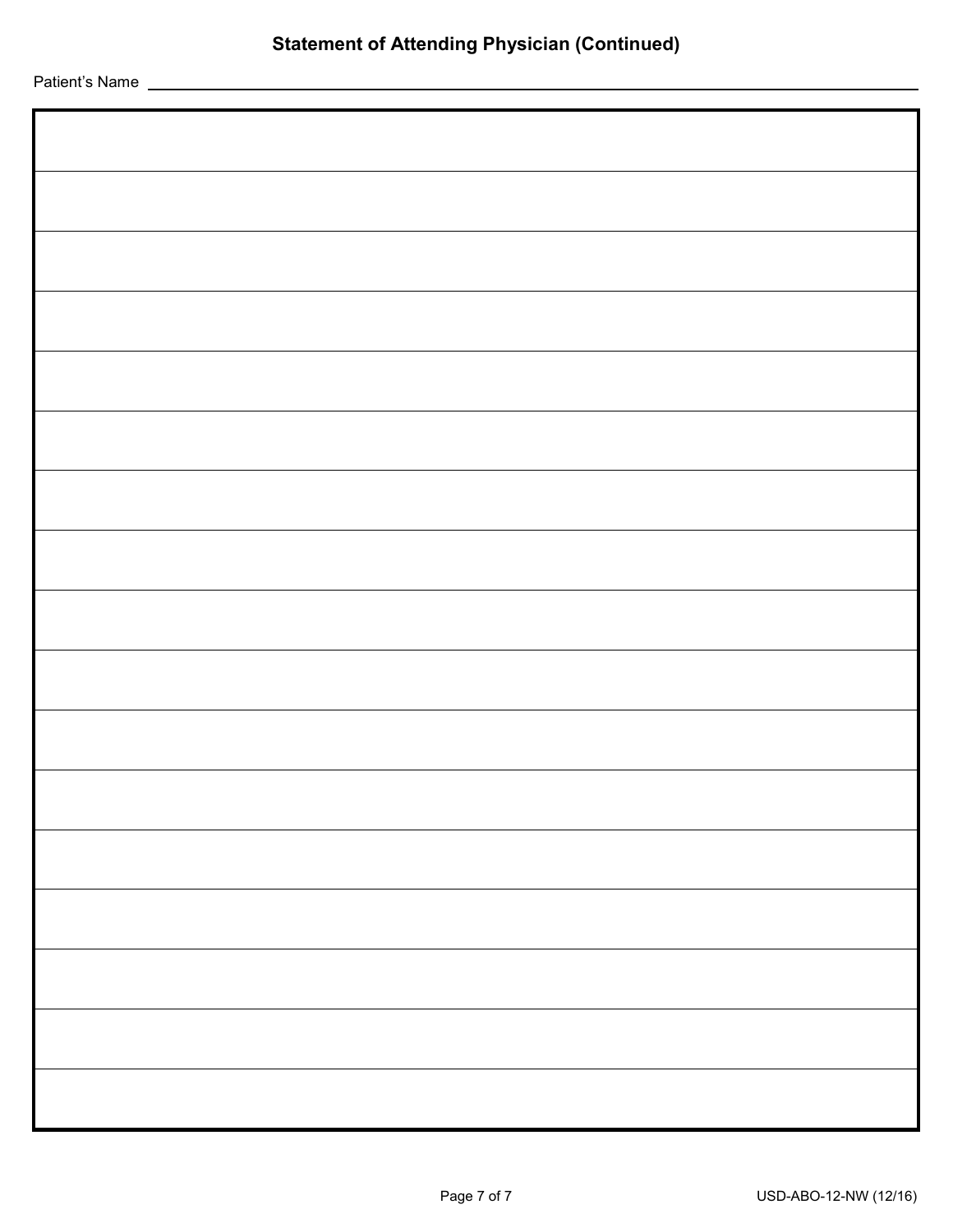## Statement of Attending Physician (Continued)

Patient's Name ____________________________________________

| |
|---|
| |
| |
| |
| |
| |
| |
| |
| |
| |
| |
| |
| |
| |
| |
| |
| |
| |

USD-ABO-12-NW (12/16)